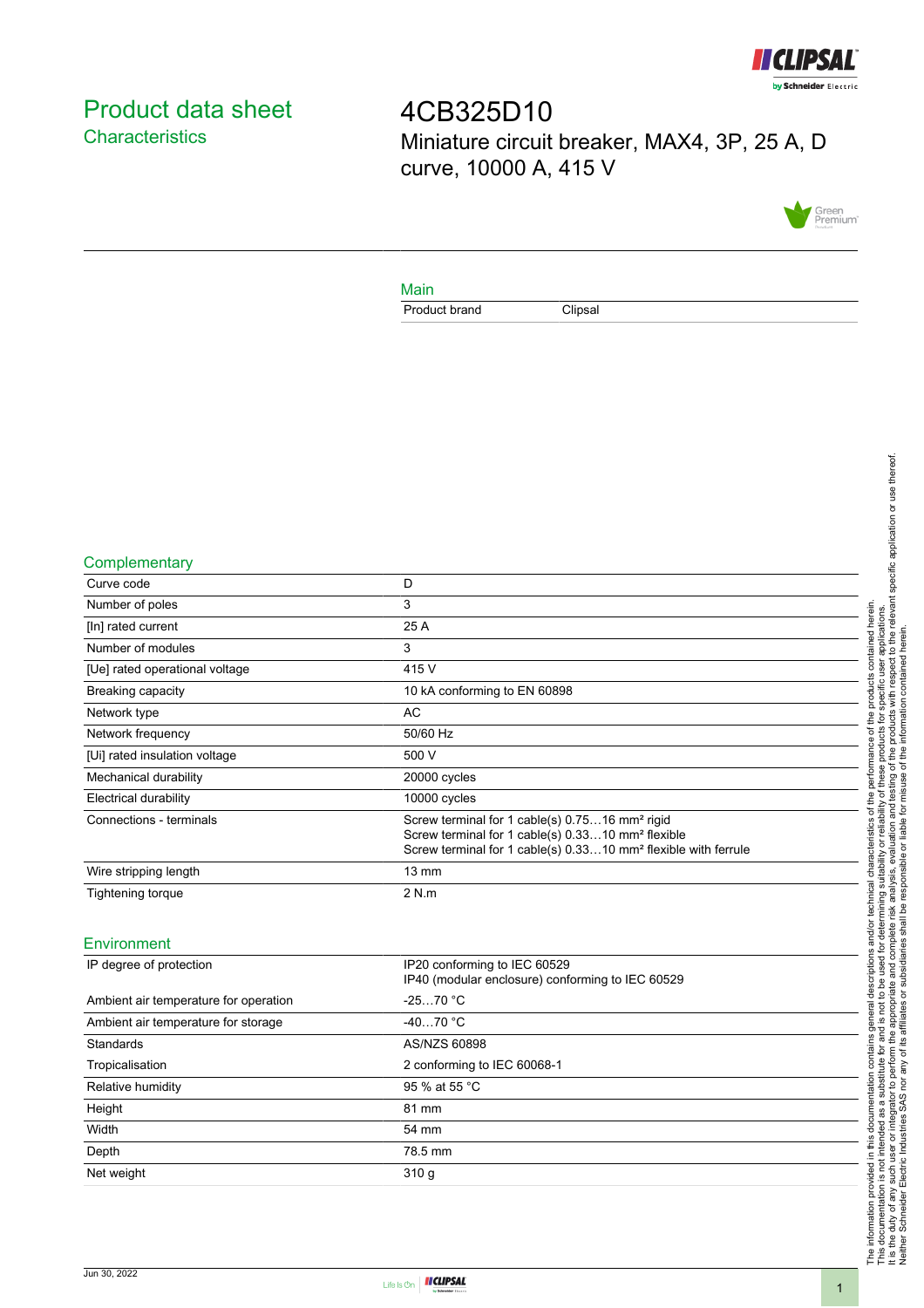# Product data sheet

## Characteristics

# 4CB325D10

Miniature circuit breaker, MAX4, 3P, 25 A, D curve, 10000 A, 415 V

### Main

| | |
|---|---|
| Product brand | Clipsal |

### Complementary

| | |
|---|---|
| Curve code | D |
| Number of poles | 3 |
| [In] rated current | 25 A |
| Number of modules | 3 |
| [Ue] rated operational voltage | 415 V |
| Breaking capacity | 10 kA conforming to EN 60898 |
| Network type | AC |
| Network frequency | 50/60 Hz |
| [Ui] rated insulation voltage | 500 V |
| Mechanical durability | 20000 cycles |
| Electrical durability | 10000 cycles |
| Connections - terminals | Screw terminal for 1 cable(s) 0.75…16 mm² rigid<br>Screw terminal for 1 cable(s) 0.33…10 mm² flexible<br>Screw terminal for 1 cable(s) 0.33…10 mm² flexible with ferrule |
| Wire stripping length | 13 mm |
| Tightening torque | 2 N.m |

### Environment

| | |
|---|---|
| IP degree of protection | IP20 conforming to IEC 60529<br>IP40 (modular enclosure) conforming to IEC 60529 |
| Ambient air temperature for operation | -25…70 °C |
| Ambient air temperature for storage | -40…70 °C |
| Standards | AS/NZS 60898 |
| Tropicalisation | 2 conforming to IEC 60068-1 |
| Relative humidity | 95 % at 55 °C |
| Height | 81 mm |
| Width | 54 mm |
| Depth | 78.5 mm |
| Net weight | 310 g |

The information provided in this documentation contains general descriptions and/or technical characteristics of the performance of the products contained herein.
This documentation is not intended as a substitute for and is not to be used for determining suitability or reliability of these products for specific user applications.
It is the duty of any such user or integrator to perform the appropriate and complete risk analysis, evaluation and testing of the products with respect to the relevant specific application or use thereof.
Neither Schneider Electric Industries SAS nor any of its affiliates or subsidiaries shall be responsible or liable for misuse of the information contained herein.

Jun 30, 2022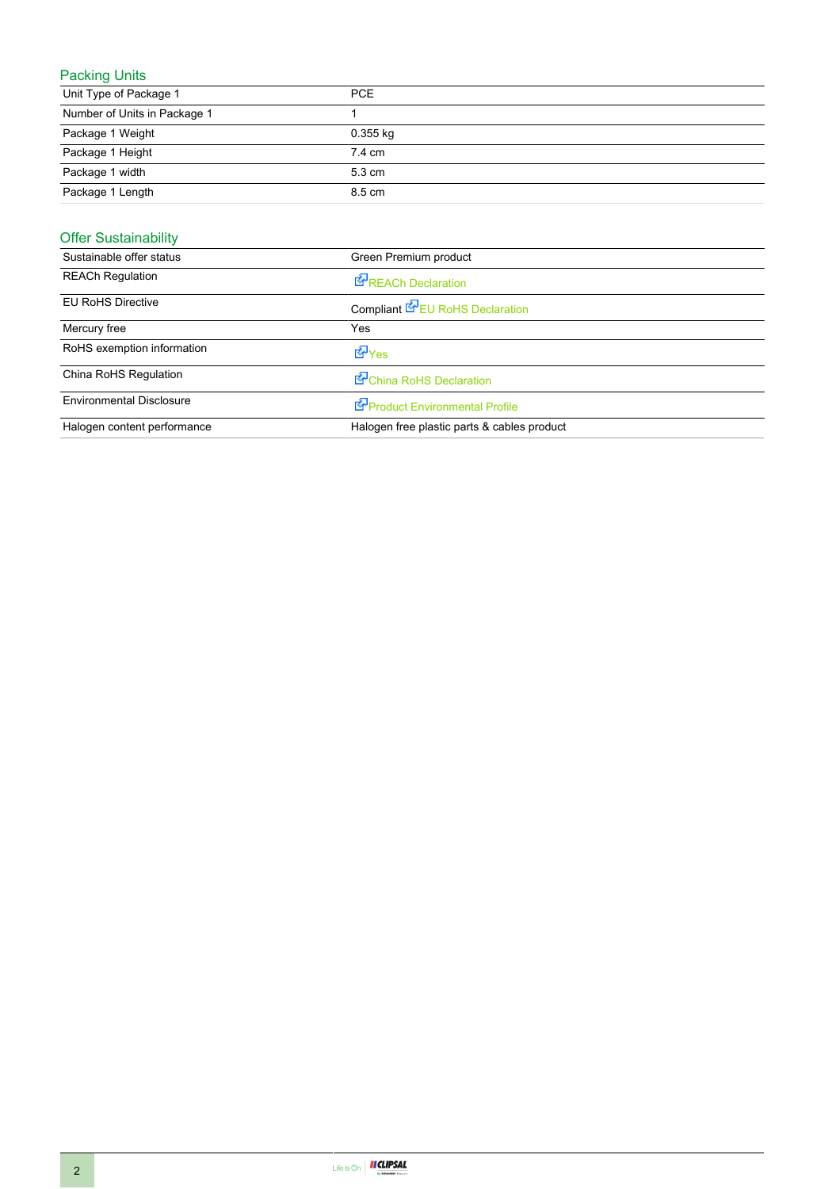## Packing Units

| | |
|---|---|
| Unit Type of Package 1 | PCE |
| Number of Units in Package 1 | 1 |
| Package 1 Weight | 0.355 kg |
| Package 1 Height | 7.4 cm |
| Package 1 width | 5.3 cm |
| Package 1 Length | 8.5 cm |

## Offer Sustainability

| | |
|---|---|
| Sustainable offer status | Green Premium product |
| REACh Regulation | REACh Declaration |
| EU RoHS Directive | Compliant EU RoHS Declaration |
| Mercury free | Yes |
| RoHS exemption information | Yes |
| China RoHS Regulation | China RoHS Declaration |
| Environmental Disclosure | Product Environmental Profile |
| Halogen content performance | Halogen free plastic parts & cables product |